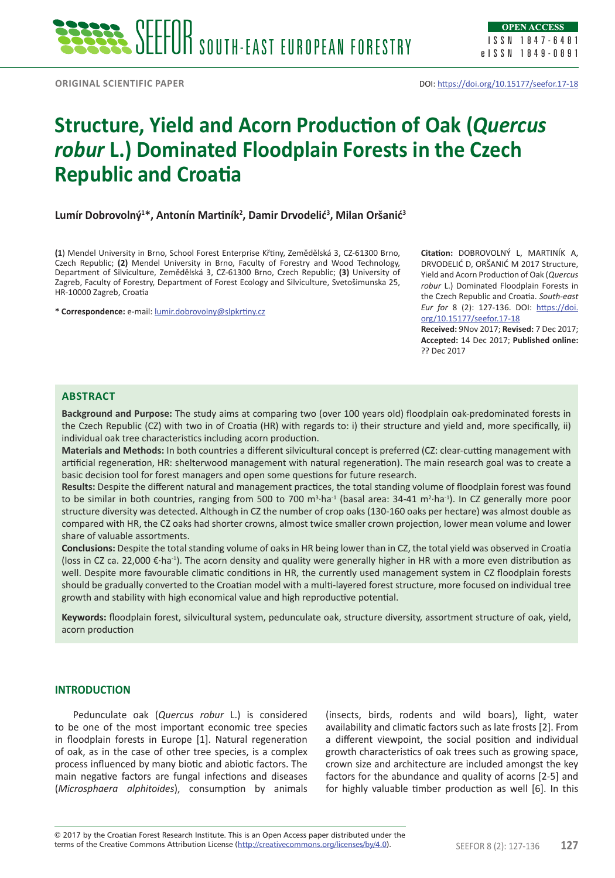ORIGINAL SCIENTIFIC PAPER

DOI: https://doi.org/10.15177/seefor.17-18

# Structure, Yield and Acorn Production of Oak (*Quercus robur* L.) Dominated Floodplain Forests in the Czech Republic and Croatia

**Lumír Dobrovolný[1]*, Antonín Martiník[2], Damir Drvodelić[3], Milan Oršanić[3]**

**(1**) Mendel University in Brno, School Forest Enterprise Křtiny, Zemědělská 3, CZ-61300 Brno, Czech Republic; **(2)** Mendel University in Brno, Faculty of Forestry and Wood Technology, Department of Silviculture, Zemědělská 3, CZ-61300 Brno, Czech Republic; **(3)** University of Zagreb, Faculty of Forestry, Department of Forest Ecology and Silviculture, Svetošimunska 25, HR-10000 Zagreb, Croatia

**\* Correspondence:** e-mail: lumir.dobrovolny@slpkrtiny.cz

**Citation:** DOBROVOLNÝ L, MARTINÍK A, DRVODELIĆ D, ORŠANIĆ M 2017 Structure, Yield and Acorn Production of Oak (*Quercus robur* L.) Dominated Floodplain Forests in the Czech Republic and Croatia. *South-east Eur for* 8 (2): 127-136. DOI: https://doi.org/10.15177/seefor.17-18

**Received:** 9Nov 2017; **Revised:** 7 Dec 2017; **Accepted:** 14 Dec 2017; **Published online:** ?? Dec 2017

## ABSTRACT

**Background and Purpose:** The study aims at comparing two (over 100 years old) floodplain oak-predominated forests in the Czech Republic (CZ) with two in of Croatia (HR) with regards to: i) their structure and yield and, more specifically, ii) individual oak tree characteristics including acorn production.

**Materials and Methods:** In both countries a different silvicultural concept is preferred (CZ: clear-cutting management with artificial regeneration, HR: shelterwood management with natural regeneration). The main research goal was to create a basic decision tool for forest managers and open some questions for future research.

**Results:** Despite the different natural and management practices, the total standing volume of floodplain forest was found to be similar in both countries, ranging from 500 to 700 $m^3 \cdot ha^{-1}$ (basal area: 34-41 $m^2 \cdot ha^{-1}$). In CZ generally more poor structure diversity was detected. Although in CZ the number of crop oaks (130-160 oaks per hectare) was almost double as compared with HR, the CZ oaks had shorter crowns, almost twice smaller crown projection, lower mean volume and lower share of valuable assortments.

**Conclusions:** Despite the total standing volume of oaks in HR being lower than in CZ, the total yield was observed in Croatia (loss in CZ ca. 22,000 €$\cdot ha^{-1}$). The acorn density and quality were generally higher in HR with a more even distribution as well. Despite more favourable climatic conditions in HR, the currently used management system in CZ floodplain forests should be gradually converted to the Croatian model with a multi-layered forest structure, more focused on individual tree growth and stability with high economical value and high reproductive potential.

**Keywords:** floodplain forest, silvicultural system, pedunculate oak, structure diversity, assortment structure of oak, yield, acorn production

## INTRODUCTION

Pedunculate oak (*Quercus robur* L.) is considered to be one of the most important economic tree species in floodplain forests in Europe [1]. Natural regeneration of oak, as in the case of other tree species, is a complex process influenced by many biotic and abiotic factors. The main negative factors are fungal infections and diseases (*Microsphaera alphitoides*), consumption by animals (insects, birds, rodents and wild boars), light, water availability and climatic factors such as late frosts [2]. From a different viewpoint, the social position and individual growth characteristics of oak trees such as growing space, crown size and architecture are included amongst the key factors for the abundance and quality of acorns [2-5] and for highly valuable timber production as well [6]. In this

© 2017 by the Croatian Forest Research Institute. This is an Open Access paper distributed under the terms of the Creative Commons Attribution License (http://creativecommons.org/licenses/by/4.0).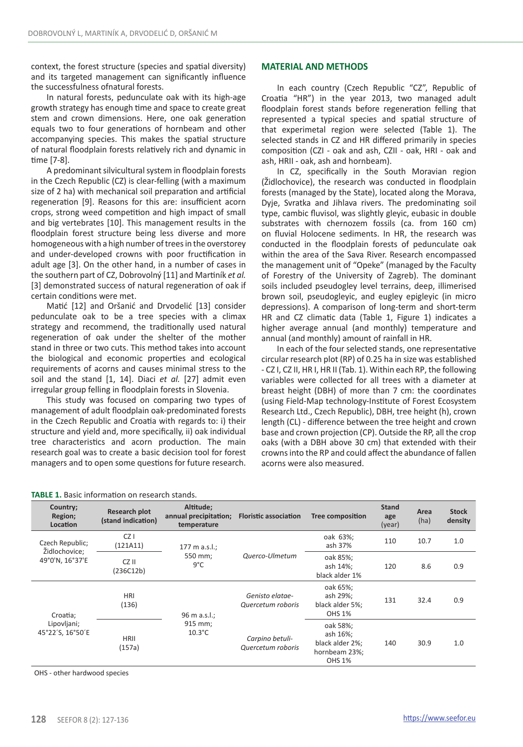context, the forest structure (species and spatial diversity) and its targeted management can significantly influence the successfulness ofnatural forests.

In natural forests, pedunculate oak with its high-age growth strategy has enough time and space to create great stem and crown dimensions. Here, one oak generation equals two to four generations of hornbeam and other accompanying species. This makes the spatial structure of natural floodplain forests relatively rich and dynamic in time [7-8].

A predominant silvicultural system in floodplain forests in the Czech Republic (CZ) is clear-felling (with a maximum size of 2 ha) with mechanical soil preparation and artificial regeneration [9]. Reasons for this are: insufficient acorn crops, strong weed competition and high impact of small and big vertebrates [10]. This management results in the floodplain forest structure being less diverse and more homogeneous with a high number of trees in the overstorey and under-developed crowns with poor fructification in adult age [3]. On the other hand, in a number of cases in the southern part of CZ, Dobrovolný [11] and Martiník *et al.* [3] demonstrated success of natural regeneration of oak if certain conditions were met.

Matić [12] and Oršanić and Drvodelić [13] consider pedunculate oak to be a tree species with a climax strategy and recommend, the traditionally used natural regeneration of oak under the shelter of the mother stand in three or two cuts. This method takes into account the biological and economic properties and ecological requirements of acorns and causes minimal stress to the soil and the stand [1, 14]. Diaci *et al.* [27] admit even irregular group felling in floodplain forests in Slovenia.

This study was focused on comparing two types of management of adult floodplain oak-predominated forests in the Czech Republic and Croatia with regards to: i) their structure and yield and, more specifically, ii) oak individual tree characteristics and acorn production. The main research goal was to create a basic decision tool for forest managers and to open some questions for future research.

## MATERIAL AND METHODS

In each country (Czech Republic "CZ", Republic of Croatia "HR") in the year 2013, two managed adult floodplain forest stands before regeneration felling that represented a typical species and spatial structure of that experimetal region were selected (Table 1). The selected stands in CZ and HR differed primarily in species composition (CZI - oak and ash, CZII - oak, HRI - oak and ash, HRII - oak, ash and hornbeam).

In CZ, specifically in the South Moravian region (Židlochovice), the research was conducted in floodplain forests (managed by the State), located along the Morava, Dyje, Svratka and Jihlava rivers. The predominating soil type, calcic fluvisol, was slightly gleyic, eubasic in double substrates with chernozem fossils (ca. from 160 cm) on fluvial Holocene sediments. In HR, the research was conducted in the floodplain forests of pedunculate oak within the area of the Sava River. Research encompassed the management unit of "Opeke" (managed by the Faculty of Forestry of the University of Zagreb). The dominant soils included pseudogley level terrains, deep, illimerised brown soil, pseudogleyic, and eugley epigleyic (in micro depressions). A comparison of long-term and short-term HR and CZ climatic data (Table 1, Figure 1) indicates a higher average annual (and monthly) temperature and annual (and monthly) amount of rainfall in HR.

In each of the four selected stands, one representative circular research plot (RP) of 0.25 ha in size was established - CZ I, CZ II, HR I, HR II (Tab. 1). Within each RP, the following variables were collected for all trees with a diameter at breast height (DBH) of more than 7 cm: the coordinates (using Field-Map technology-Institute of Forest Ecosystem Research Ltd., Czech Republic), DBH, tree height (h), crown length (CL) - difference between the tree height and crown base and crown projection (CP). Outside the RP, all the crop oaks (with a DBH above 30 cm) that extended with their crowns into the RP and could affect the abundance of fallen acorns were also measured.

**TABLE 1.** Basic information on research stands.

| Country; Region; Location | Research plot (stand indication) | Altitude; annual precipitation; temperature | Floristic association | Tree composition | Stand age (year) | Area (ha) | Stock density |
|---|---|---|---|---|---|---|---|
| Czech Republic; Židlochovice; 49°0'N, 16°37'E | CZ I (121A11) | 177 m a.s.l.; 550 mm; 9°C | *Querco-Ulmetum* | oak 63%; ash 37% | 110 | 10.7 | 1.0 |
| | CZ II (236C12b) | | | oak 85%; ash 14%; black alder 1% | 120 | 8.6 | 0.9 |
| Croatia; Lipovljani; 45°22´S, 16°50´E | HRI (136) | 96 m a.s.l.; 915 mm; 10.3°C | *Genisto elatae-Quercetum roboris* | oak 65%; ash 29%; black alder 5%; OHS 1% | 131 | 32.4 | 0.9 |
| | HRII (157a) | | *Carpino betuli-Quercetum roboris* | oak 58%; ash 16%; black alder 2%; hornbeam 23%; OHS 1% | 140 | 30.9 | 1.0 |

OHS - other hardwood species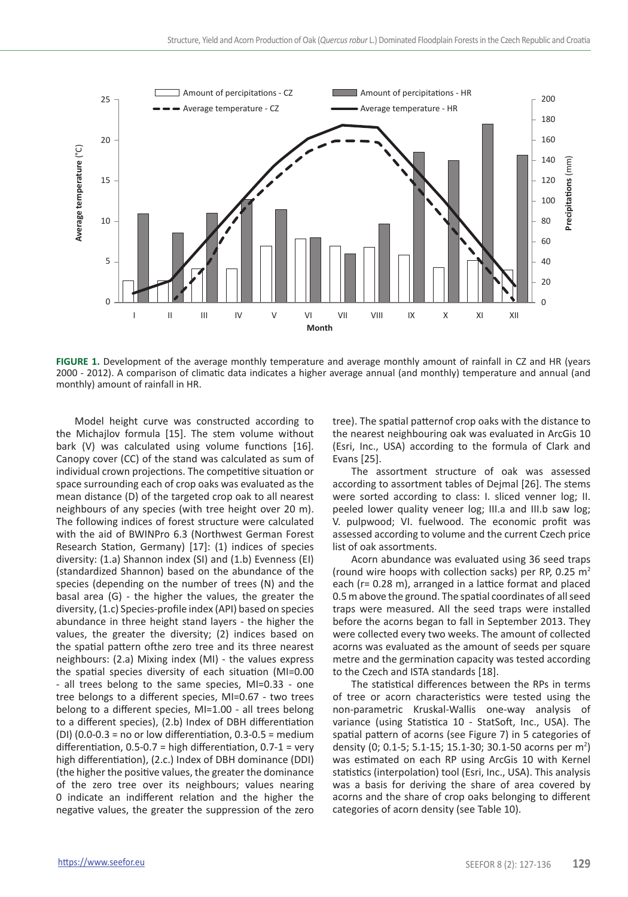**FIGURE 1.** Development of the average monthly temperature and average monthly amount of rainfall in CZ and HR (years 2000 - 2012). A comparison of climatic data indicates a higher average annual (and monthly) temperature and annual (and monthly) amount of rainfall in HR.

Model height curve was constructed according to the Michajlov formula [15]. The stem volume without bark (V) was calculated using volume functions [16]. Canopy cover (CC) of the stand was calculated as sum of individual crown projections. The competitive situation or space surrounding each of crop oaks was evaluated as the mean distance (D) of the targeted crop oak to all nearest neighbours of any species (with tree height over 20 m). The following indices of forest structure were calculated with the aid of BWINPro 6.3 (Northwest German Forest Research Station, Germany) [17]: (1) indices of species diversity: (1.a) Shannon index (SI) and (1.b) Evenness (EI) (standardized Shannon) based on the abundance of the species (depending on the number of trees (N) and the basal area (G) - the higher the values, the greater the diversity, (1.c) Species-profile index (API) based on species abundance in three height stand layers - the higher the values, the greater the diversity; (2) indices based on the spatial pattern ofthe zero tree and its three nearest neighbours: (2.a) Mixing index (MI) - the values express the spatial species diversity of each situation (MI=0.00 - all trees belong to the same species, MI=0.33 - one tree belongs to a different species, MI=0.67 - two trees belong to a different species, MI=1.00 - all trees belong to a different species), (2.b) Index of DBH differentiation (DI) (0.0-0.3 = no or low differentiation, 0.3-0.5 = medium differentiation, 0.5-0.7 = high differentiation, 0.7-1 = very high differentiation), (2.c.) Index of DBH dominance (DDI) (the higher the positive values, the greater the dominance of the zero tree over its neighbours; values nearing 0 indicate an indifferent relation and the higher the negative values, the greater the suppression of the zero tree). The spatial patternof crop oaks with the distance to the nearest neighbouring oak was evaluated in ArcGis 10 (Esri, Inc., USA) according to the formula of Clark and Evans [25].

The assortment structure of oak was assessed according to assortment tables of Dejmal [26]. The stems were sorted according to class: I. sliced venner log; II. peeled lower quality veneer log; III.a and III.b saw log; V. pulpwood; VI. fuelwood. The economic profit was assessed according to volume and the current Czech price list of oak assortments.

Acorn abundance was evaluated using 36 seed traps (round wire hoops with collection sacks) per RP, 0.25 $m^2$ each (r= 0.28 m), arranged in a lattice format and placed 0.5 m above the ground. The spatial coordinates of all seed traps were measured. All the seed traps were installed before the acorns began to fall in September 2013. They were collected every two weeks. The amount of collected acorns was evaluated as the amount of seeds per square metre and the germination capacity was tested according to the Czech and ISTA standards [18].

The statistical differences between the RPs in terms of tree or acorn characteristics were tested using the non-parametric Kruskal-Wallis one-way analysis of variance (using Statistica 10 - StatSoft, Inc., USA). The spatial pattern of acorns (see Figure 7) in 5 categories of density (0; 0.1-5; 5.1-15; 15.1-30; 30.1-50 acorns per $m^2$) was estimated on each RP using ArcGis 10 with Kernel statistics (interpolation) tool (Esri, Inc., USA). This analysis was a basis for deriving the share of area covered by acorns and the share of crop oaks belonging to different categories of acorn density (see Table 10).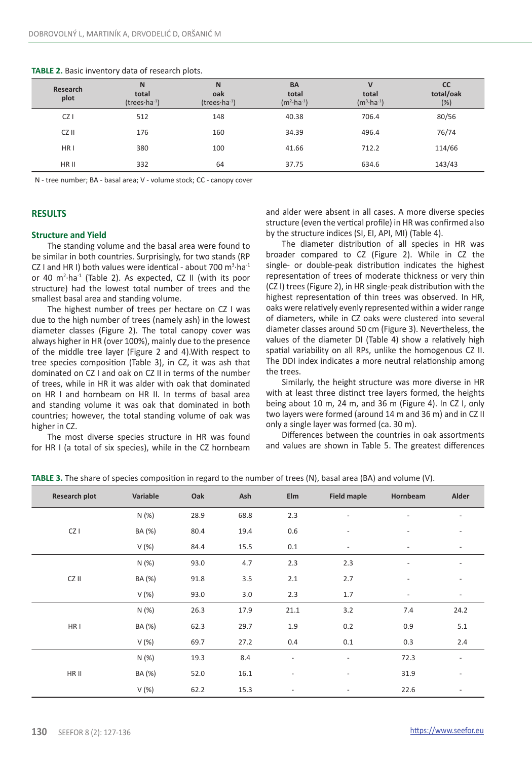**TABLE 2.** Basic inventory data of research plots.

| Research plot | N total (trees·ha$^{-1}$) | N oak (trees·ha$^{-1}$) | BA total (m$^2$·ha$^{-1}$) | V total (m$^3$·ha$^{-1}$) | CC total/oak (%) |
|---|---|---|---|---|---|
| CZ I | 512 | 148 | 40.38 | 706.4 | 80/56 |
| CZ II | 176 | 160 | 34.39 | 496.4 | 76/74 |
| HR I | 380 | 100 | 41.66 | 712.2 | 114/66 |
| HR II | 332 | 64 | 37.75 | 634.6 | 143/43 |

N - tree number; BA - basal area; V - volume stock; CC - canopy cover

## RESULTS

### Structure and Yield

The standing volume and the basal area were found to be similar in both countries. Surprisingly, for two stands (RP CZ I and HR I) both values were identical - about 700 m$^3$·ha$^{-1}$ or 40 m$^2$·ha$^{-1}$ (Table 2). As expected, CZ II (with its poor structure) had the lowest total number of trees and the smallest basal area and standing volume.

The highest number of trees per hectare on CZ I was due to the high number of trees (namely ash) in the lowest diameter classes (Figure 2). The total canopy cover was always higher in HR (over 100%), mainly due to the presence of the middle tree layer (Figure 2 and 4).With respect to tree species composition (Table 3), in CZ, it was ash that dominated on CZ I and oak on CZ II in terms of the number of trees, while in HR it was alder with oak that dominated on HR I and hornbeam on HR II. In terms of basal area and standing volume it was oak that dominated in both countries; however, the total standing volume of oak was higher in CZ.

The most diverse species structure in HR was found for HR I (a total of six species), while in the CZ hornbeam and alder were absent in all cases. A more diverse species structure (even the vertical profile) in HR was confirmed also by the structure indices (SI, EI, API, MI) (Table 4).

The diameter distribution of all species in HR was broader compared to CZ (Figure 2). While in CZ the single- or double-peak distribution indicates the highest representation of trees of moderate thickness or very thin (CZ I) trees (Figure 2), in HR single-peak distribution with the highest representation of thin trees was observed. In HR, oaks were relatively evenly represented within a wider range of diameters, while in CZ oaks were clustered into several diameter classes around 50 cm (Figure 3). Nevertheless, the values of the diameter DI (Table 4) show a relatively high spatial variability on all RPs, unlike the homogenous CZ II. The DDI index indicates a more neutral relationship among the trees.

Similarly, the height structure was more diverse in HR with at least three distinct tree layers formed, the heights being about 10 m, 24 m, and 36 m (Figure 4). In CZ I, only two layers were formed (around 14 m and 36 m) and in CZ II only a single layer was formed (ca. 30 m).

Differences between the countries in oak assortments and values are shown in Table 5. The greatest differences

**TABLE 3.** The share of species composition in regard to the number of trees (N), basal area (BA) and volume (V).

| Research plot | Variable | Oak | Ash | Elm | Field maple | Hornbeam | Alder |
|---|---|---|---|---|---|---|---|
| CZ I | N (%) | 28.9 | 68.8 | 2.3 | - | - | - |
| | BA (%) | 80.4 | 19.4 | 0.6 | - | - | - |
| | V (%) | 84.4 | 15.5 | 0.1 | - | - | - |
| CZ II | N (%) | 93.0 | 4.7 | 2.3 | 2.3 | - | - |
| | BA (%) | 91.8 | 3.5 | 2.1 | 2.7 | - | - |
| | V (%) | 93.0 | 3.0 | 2.3 | 1.7 | - | - |
| HR I | N (%) | 26.3 | 17.9 | 21.1 | 3.2 | 7.4 | 24.2 |
| | BA (%) | 62.3 | 29.7 | 1.9 | 0.2 | 0.9 | 5.1 |
| | V (%) | 69.7 | 27.2 | 0.4 | 0.1 | 0.3 | 2.4 |
| HR II | N (%) | 19.3 | 8.4 | - | - | 72.3 | - |
| | BA (%) | 52.0 | 16.1 | - | - | 31.9 | - |
| | V (%) | 62.2 | 15.3 | - | - | 22.6 | - |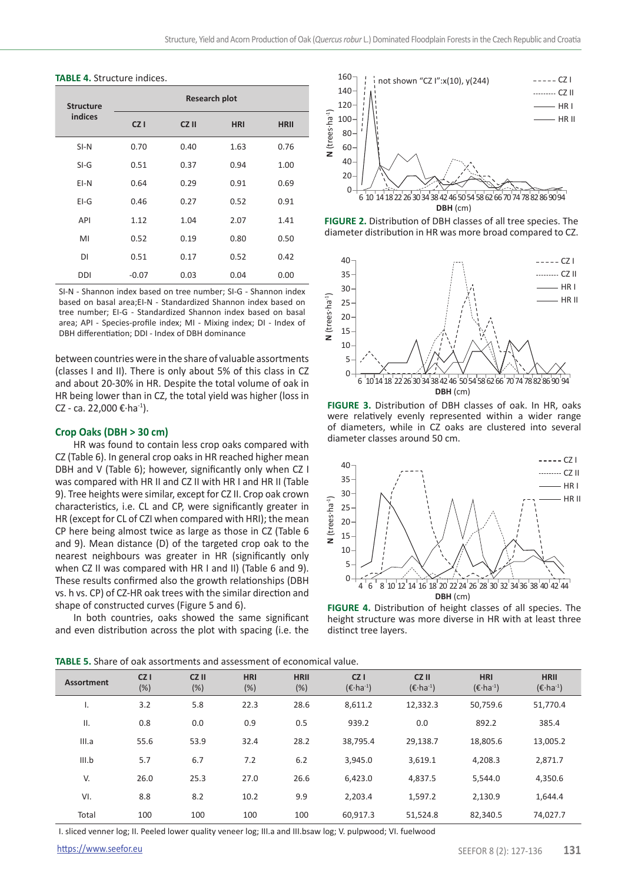**TABLE 4.** Structure indices.

| Structure indices | Research plot | | | |
|---|---|---|---|---|
| | CZ I | CZ II | HRI | HRII |
| SI-N | 0.70 | 0.40 | 1.63 | 0.76 |
| SI-G | 0.51 | 0.37 | 0.94 | 1.00 |
| EI-N | 0.64 | 0.29 | 0.91 | 0.69 |
| EI-G | 0.46 | 0.27 | 0.52 | 0.91 |
| API | 1.12 | 1.04 | 2.07 | 1.41 |
| MI | 0.52 | 0.19 | 0.80 | 0.50 |
| DI | 0.51 | 0.17 | 0.52 | 0.42 |
| DDI | -0.07 | 0.03 | 0.04 | 0.00 |

SI-N - Shannon index based on tree number; SI-G - Shannon index based on basal area;EI-N - Standardized Shannon index based on tree number; EI-G - Standardized Shannon index based on basal area; API - Species-profile index; MI - Mixing index; DI - Index of DBH differentiation; DDI - Index of DBH dominance

between countries were in the share of valuable assortments (classes I and II). There is only about 5% of this class in CZ and about 20-30% in HR. Despite the total volume of oak in HR being lower than in CZ, the total yield was higher (loss in CZ - ca. 22,000 €·ha$^{-1}$).

### Crop Oaks (DBH > 30 cm)

HR was found to contain less crop oaks compared with CZ (Table 6). In general crop oaks in HR reached higher mean DBH and V (Table 6); however, significantly only when CZ I was compared with HR II and CZ II with HR I and HR II (Table 9). Tree heights were similar, except for CZ II. Crop oak crown characteristics, i.e. CL and CP, were significantly greater in HR (except for CL of CZI when compared with HRI); the mean CP here being almost twice as large as those in CZ (Table 6 and 9). Mean distance (D) of the targeted crop oak to the nearest neighbours was greater in HR (significantly only when CZ II was compared with HR I and II) (Table 6 and 9). These results confirmed also the growth relationships (DBH vs. h vs. CP) of CZ-HR oak trees with the similar direction and shape of constructed curves (Figure 5 and 6).

In both countries, oaks showed the same significant and even distribution across the plot with spacing (i.e. the

**FIGURE 2.** Distribution of DBH classes of all tree species. The diameter distribution in HR was more broad compared to CZ.

**FIGURE 3.** Distribution of DBH classes of oak. In HR, oaks were relatively evenly represented within a wider range of diameters, while in CZ oaks are clustered into several diameter classes around 50 cm.

**FIGURE 4.** Distribution of height classes of all species. The height structure was more diverse in HR with at least three distinct tree layers.

**TABLE 5.** Share of oak assortments and assessment of economical value.

| Assortment | CZ I (%) | CZ II (%) | HRI (%) | HRII (%) | CZ I (€·ha$^{-1}$) | CZ II (€·ha$^{-1}$) | HRI (€·ha$^{-1}$) | HRII (€·ha$^{-1}$) |
|---|---|---|---|---|---|---|---|---|
| I. | 3.2 | 5.8 | 22.3 | 28.6 | 8,611.2 | 12,332.3 | 50,759.6 | 51,770.4 |
| II. | 0.8 | 0.0 | 0.9 | 0.5 | 939.2 | 0.0 | 892.2 | 385.4 |
| III.a | 55.6 | 53.9 | 32.4 | 28.2 | 38,795.4 | 29,138.7 | 18,805.6 | 13,005.2 |
| III.b | 5.7 | 6.7 | 7.2 | 6.2 | 3,945.0 | 3,619.1 | 4,208.3 | 2,871.7 |
| V. | 26.0 | 25.3 | 27.0 | 26.6 | 6,423.0 | 4,837.5 | 5,544.0 | 4,350.6 |
| VI. | 8.8 | 8.2 | 10.2 | 9.9 | 2,203.4 | 1,597.2 | 2,130.9 | 1,644.4 |
| Total | 100 | 100 | 100 | 100 | 60,917.3 | 51,524.8 | 82,340.5 | 74,027.7 |

I. sliced venner log; II. Peeled lower quality veneer log; III.a and III.bsaw log; V. pulpwood; VI. fuelwood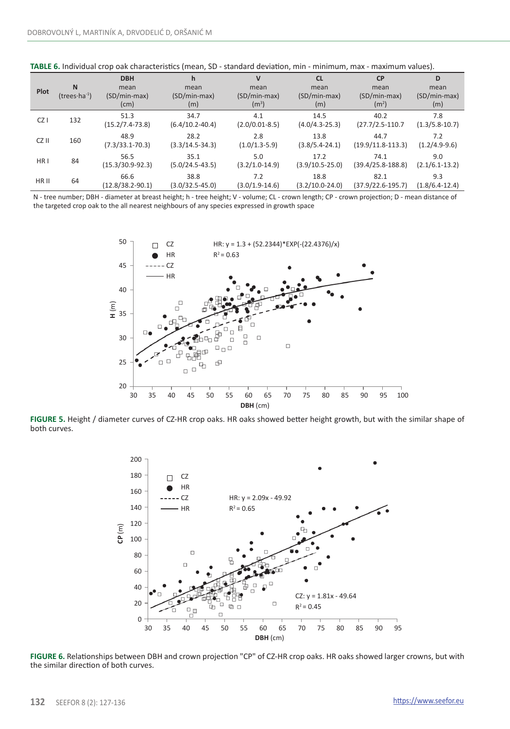**TABLE 6.** Individual crop oak characteristics (mean, SD - standard deviation, min - minimum, max - maximum values).

| Plot | N (trees·ha$^{-1}$) | DBH mean (SD/min-max) (cm) | h mean (SD/min-max) (m) | V mean (SD/min-max) (m$^3$) | CL mean (SD/min-max) (m) | CP mean (SD/min-max) (m$^2$) | D mean (SD/min-max) (m) |
|---|---|---|---|---|---|---|---|
| CZ I | 132 | 51.3 (15.2/7.4-73.8) | 34.7 (6.4/10.2-40.4) | 4.1 (2.0/0.01-8.5) | 14.5 (4.0/4.3-25.3) | 40.2 (27.7/2.5-110.7 | 7.8 (1.3/5.8-10.7) |
| CZ II | 160 | 48.9 (7.3/33.1-70.3) | 28.2 (3.3/14.5-34.3) | 2.8 (1.0/1.3-5.9) | 13.8 (3.8/5.4-24.1) | 44.7 (19.9/11.8-113.3) | 7.2 (1.2/4.9-9.6) |
| HR I | 84 | 56.5 (15.3/30.9-92.3) | 35.1 (5.0/24.5-43.5) | 5.0 (3.2/1.0-14.9) | 17.2 (3.9/10.5-25.0) | 74.1 (39.4/25.8-188.8) | 9.0 (2.1/6.1-13.2) |
| HR II | 64 | 66.6 (12.8/38.2-90.1) | 38.8 (3.0/32.5-45.0) | 7.2 (3.0/1.9-14.6) | 18.8 (3.2/10.0-24.0) | 82.1 (37.9/22.6-195.7) | 9.3 (1.8/6.4-12.4) |

N - tree number; DBH - diameter at breast height; h - tree height; V - volume; CL - crown length; CP - crown projection; D - mean distance of the targeted crop oak to the all nearest neighbours of any species expressed in growth space

**FIGURE 5.** Height / diameter curves of CZ-HR crop oaks. HR oaks showed better height growth, but with the similar shape of both curves.

**FIGURE 6.** Relationships between DBH and crown projection "CP" of CZ-HR crop oaks. HR oaks showed larger crowns, but with the similar direction of both curves.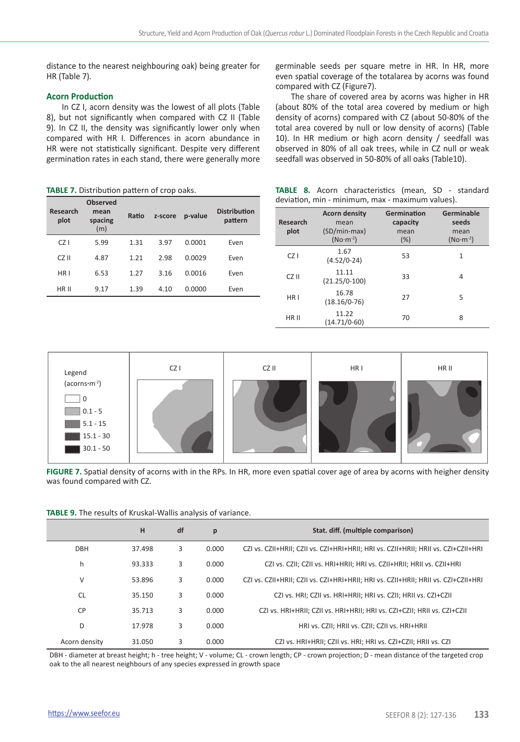distance to the nearest neighbouring oak) being greater for HR (Table 7).

### Acorn Production

In CZ I, acorn density was the lowest of all plots (Table 8), but not significantly when compared with CZ II (Table 9). In CZ II, the density was significantly lower only when compared with HR I. Differences in acorn abundance in HR were not statistically significant. Despite very different germination rates in each stand, there were generally more germinable seeds per square metre in HR. In HR, more even spatial coverage of the totalarea by acorns was found compared with CZ (Figure7).

The share of covered area by acorns was higher in HR (about 80% of the total area covered by medium or high density of acorns) compared with CZ (about 50-80% of the total area covered by null or low density of acorns) (Table 10). In HR medium or high acorn density / seedfall was observed in 80% of all oak trees, while in CZ null or weak seedfall was observed in 50-80% of all oaks (Table10).

**TABLE 7.** Distribution pattern of crop oaks.

| Research plot | Observed mean spacing (m) | Ratio | z-score | p-value | Distribution pattern |
|---|---|---|---|---|---|
| CZ I | 5.99 | 1.31 | 3.97 | 0.0001 | Even |
| CZ II | 4.87 | 1.21 | 2.98 | 0.0029 | Even |
| HR I | 6.53 | 1.27 | 3.16 | 0.0016 | Even |
| HR II | 9.17 | 1.39 | 4.10 | 0.0000 | Even |

**TABLE 8.** Acorn characteristics (mean, SD - standard deviation, min - minimum, max - maximum values).

| Research plot | Acorn density mean (SD/min-max) (No·m$^{-2}$) | Germination capacity mean (%) | Germinable seeds mean (No·m$^{-2}$) |
|---|---|---|---|
| CZ I | 1.67 (4.52/0-24) | 53 | 1 |
| CZ II | 11.11 (21.25/0-100) | 33 | 4 |
| HR I | 16.78 (18.16/0-76) | 27 | 5 |
| HR II | 11.22 (14.71/0-60) | 70 | 8 |

Legend (acorns·m$^{-2}$): 0; 0.1 - 5; 5.1 - 15; 15.1 - 30; 30.1 - 50

CZ I | CZ II | HR I | HR II

**FIGURE 7.** Spatial density of acorns with in the RPs. In HR, more even spatial cover age of area by acorns with heigher density was found compared with CZ.

**TABLE 9.** The results of Kruskal-Wallis analysis of variance.

| | H | df | p | Stat. diff. (multiple comparison) |
|---|---|---|---|---|
| DBH | 37.498 | 3 | 0.000 | CZI vs. CZII+HRII; CZII vs. CZI+HRI+HRII; HRI vs. CZII+HRII; HRII vs. CZI+CZII+HRI |
| h | 93.333 | 3 | 0.000 | CZI vs. CZII; CZII vs. HRI+HRII; HRI vs. CZII+HRII; HRII vs. CZII+HRI |
| V | 53.896 | 3 | 0.000 | CZI vs. CZII+HRII; CZII vs. CZI+HRI+HRII; HRI vs. CZII+HRII; HRII vs. CZI+CZII+HRI |
| CL | 35.150 | 3 | 0.000 | CZI vs. HRI; CZII vs. HRI+HRII; HRI vs. CZII; HRII vs. CZI+CZII |
| CP | 35.713 | 3 | 0.000 | CZI vs. HRI+HRII; CZII vs. HRI+HRII; HRI vs. CZI+CZII; HRII vs. CZI+CZII |
| D | 17.978 | 3 | 0.000 | HRI vs. CZII; HRII vs. CZII; CZII vs. HRI+HRII |
| Acorn density | 31.050 | 3 | 0.000 | CZI vs. HRI+HRII; CZII vs. HRI; HRI vs. CZI+CZII; HRII vs. CZI |

DBH - diameter at breast height; h - tree height; V - volume; CL - crown length; CP - crown projection; D - mean distance of the targeted crop oak to the all nearest neighbours of any species expressed in growth space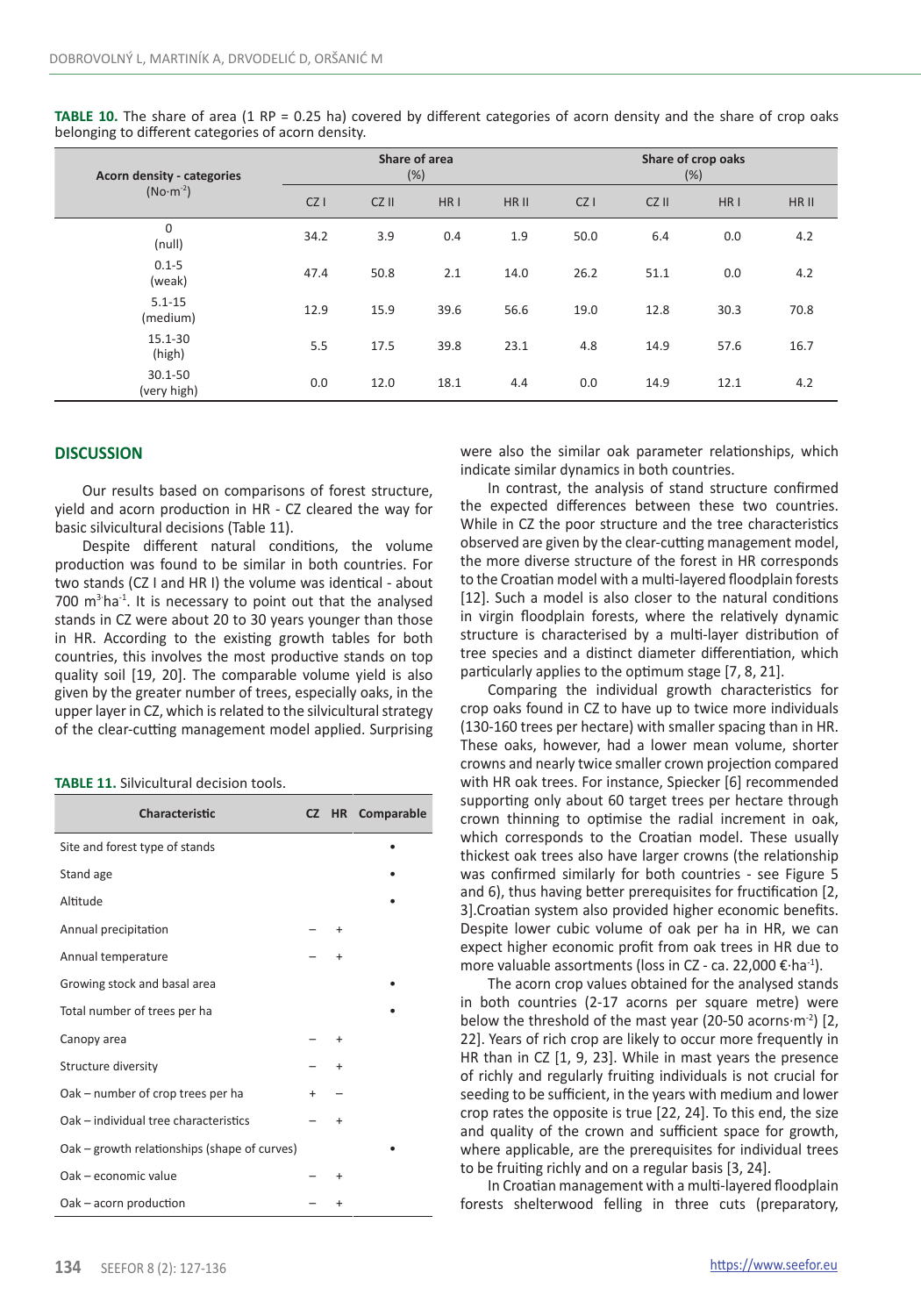**TABLE 10.** The share of area (1 RP = 0.25 ha) covered by different categories of acorn density and the share of crop oaks belonging to different categories of acorn density.

| Acorn density - categories ($No \cdot m^{-2}$) | Share of area (%) | | | | Share of crop oaks (%) | | | |
|---|---|---|---|---|---|---|---|---|
| | CZ I | CZ II | HR I | HR II | CZ I | CZ II | HR I | HR II |
| 0 (null) | 34.2 | 3.9 | 0.4 | 1.9 | 50.0 | 6.4 | 0.0 | 4.2 |
| 0.1-5 (weak) | 47.4 | 50.8 | 2.1 | 14.0 | 26.2 | 51.1 | 0.0 | 4.2 |
| 5.1-15 (medium) | 12.9 | 15.9 | 39.6 | 56.6 | 19.0 | 12.8 | 30.3 | 70.8 |
| 15.1-30 (high) | 5.5 | 17.5 | 39.8 | 23.1 | 4.8 | 14.9 | 57.6 | 16.7 |
| 30.1-50 (very high) | 0.0 | 12.0 | 18.1 | 4.4 | 0.0 | 14.9 | 12.1 | 4.2 |

## DISCUSSION

Our results based on comparisons of forest structure, yield and acorn production in HR - CZ cleared the way for basic silvicultural decisions (Table 11).

Despite different natural conditions, the volume production was found to be similar in both countries. For two stands (CZ I and HR I) the volume was identical - about 700 $m^3 \cdot ha^{-1}$. It is necessary to point out that the analysed stands in CZ were about 20 to 30 years younger than those in HR. According to the existing growth tables for both countries, this involves the most productive stands on top quality soil [19, 20]. The comparable volume yield is also given by the greater number of trees, especially oaks, in the upper layer in CZ, which is related to the silvicultural strategy of the clear-cutting management model applied. Surprising were also the similar oak parameter relationships, which indicate similar dynamics in both countries.

**TABLE 11.** Silvicultural decision tools.

| Characteristic | CZ | HR | Comparable |
|---|---|---|---|
| Site and forest type of stands | | | • |
| Stand age | | | • |
| Altitude | | | • |
| Annual precipitation | – | + | |
| Annual temperature | – | + | |
| Growing stock and basal area | | | • |
| Total number of trees per ha | | | • |
| Canopy area | – | + | |
| Structure diversity | – | + | |
| Oak – number of crop trees per ha | + | – | |
| Oak – individual tree characteristics | – | + | |
| Oak – growth relationships (shape of curves) | | | • |
| Oak – economic value | – | + | |
| Oak – acorn production | – | + | |

In contrast, the analysis of stand structure confirmed the expected differences between these two countries. While in CZ the poor structure and the tree characteristics observed are given by the clear-cutting management model, the more diverse structure of the forest in HR corresponds to the Croatian model with a multi-layered floodplain forests [12]. Such a model is also closer to the natural conditions in virgin floodplain forests, where the relatively dynamic structure is characterised by a multi-layer distribution of tree species and a distinct diameter differentiation, which particularly applies to the optimum stage [7, 8, 21].

Comparing the individual growth characteristics for crop oaks found in CZ to have up to twice more individuals (130-160 trees per hectare) with smaller spacing than in HR. These oaks, however, had a lower mean volume, shorter crowns and nearly twice smaller crown projection compared with HR oak trees. For instance, Spiecker [6] recommended supporting only about 60 target trees per hectare through crown thinning to optimise the radial increment in oak, which corresponds to the Croatian model. These usually thickest oak trees also have larger crowns (the relationship was confirmed similarly for both countries - see Figure 5 and 6), thus having better prerequisites for fructification [2, 3].Croatian system also provided higher economic benefits. Despite lower cubic volume of oak per ha in HR, we can expect higher economic profit from oak trees in HR due to more valuable assortments (loss in CZ - ca. 22,000 $€ \cdot ha^{-1}$).

The acorn crop values obtained for the analysed stands in both countries (2-17 acorns per square metre) were below the threshold of the mast year (20-50 $acorns \cdot m^{-2}$) [2, 22]. Years of rich crop are likely to occur more frequently in HR than in CZ [1, 9, 23]. While in mast years the presence of richly and regularly fruiting individuals is not crucial for seeding to be sufficient, in the years with medium and lower crop rates the opposite is true [22, 24]. To this end, the size and quality of the crown and sufficient space for growth, where applicable, are the prerequisites for individual trees to be fruiting richly and on a regular basis [3, 24].

In Croatian management with a multi-layered floodplain forests shelterwood felling in three cuts (preparatory,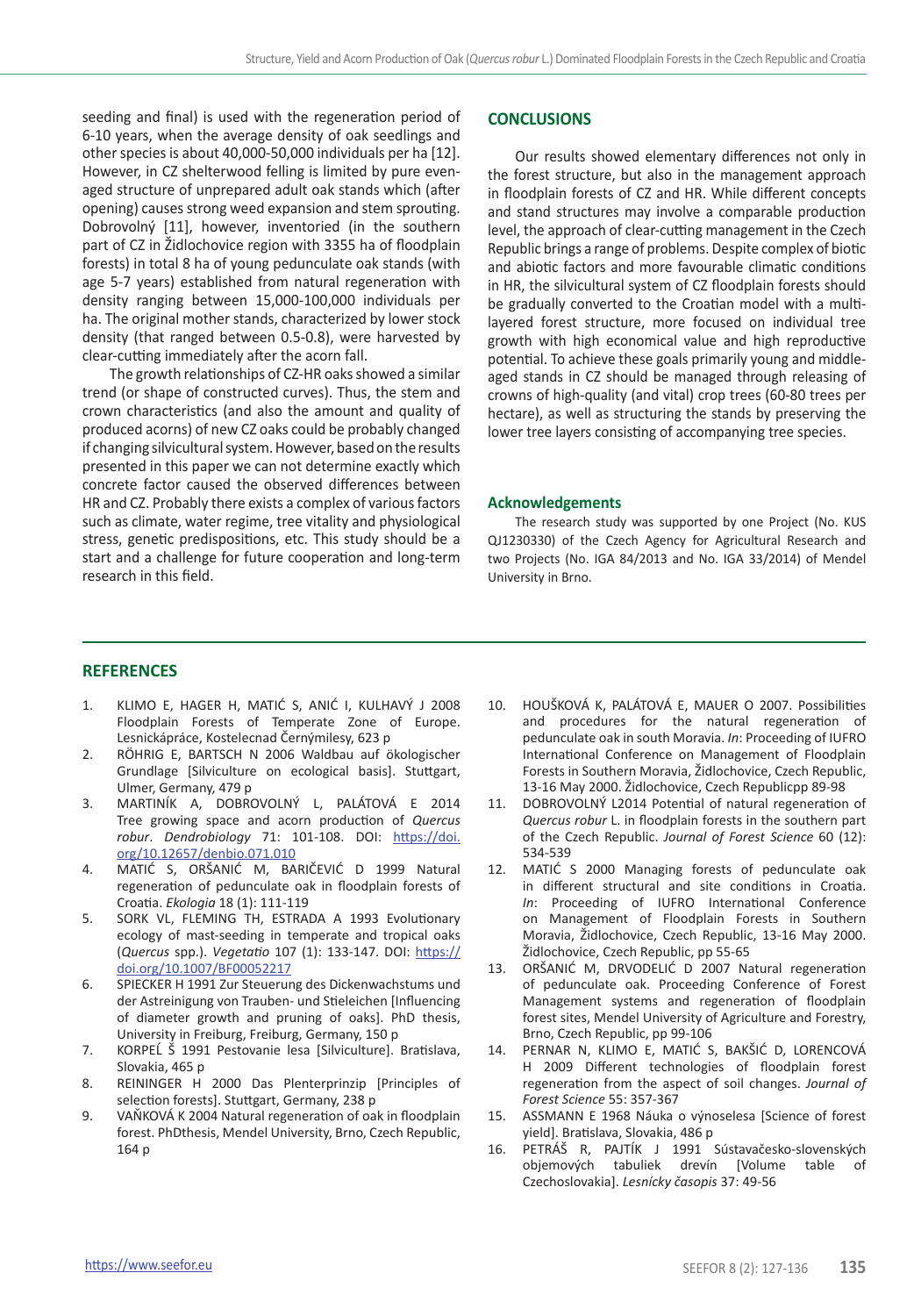seeding and final) is used with the regeneration period of 6-10 years, when the average density of oak seedlings and other species is about 40,000-50,000 individuals per ha [12]. However, in CZ shelterwood felling is limited by pure even-aged structure of unprepared adult oak stands which (after opening) causes strong weed expansion and stem sprouting. Dobrovolný [11], however, inventoried (in the southern part of CZ in Židlochovice region with 3355 ha of floodplain forests) in total 8 ha of young pedunculate oak stands (with age 5-7 years) established from natural regeneration with density ranging between 15,000-100,000 individuals per ha. The original mother stands, characterized by lower stock density (that ranged between 0.5-0.8), were harvested by clear-cutting immediately after the acorn fall.

The growth relationships of CZ-HR oaks showed a similar trend (or shape of constructed curves). Thus, the stem and crown characteristics (and also the amount and quality of produced acorns) of new CZ oaks could be probably changed if changing silvicultural system. However, based on the results presented in this paper we can not determine exactly which concrete factor caused the observed differences between HR and CZ. Probably there exists a complex of various factors such as climate, water regime, tree vitality and physiological stress, genetic predispositions, etc. This study should be a start and a challenge for future cooperation and long-term research in this field.

## CONCLUSIONS

Our results showed elementary differences not only in the forest structure, but also in the management approach in floodplain forests of CZ and HR. While different concepts and stand structures may involve a comparable production level, the approach of clear-cutting management in the Czech Republic brings a range of problems. Despite complex of biotic and abiotic factors and more favourable climatic conditions in HR, the silvicultural system of CZ floodplain forests should be gradually converted to the Croatian model with a multi-layered forest structure, more focused on individual tree growth with high economical value and high reproductive potential. To achieve these goals primarily young and middle-aged stands in CZ should be managed through releasing of crowns of high-quality (and vital) crop trees (60-80 trees per hectare), as well as structuring the stands by preserving the lower tree layers consisting of accompanying tree species.

### Acknowledgements

The research study was supported by one Project (No. KUS QJ1230330) of the Czech Agency for Agricultural Research and two Projects (No. IGA 84/2013 and No. IGA 33/2014) of Mendel University in Brno.

## REFERENCES

1. KLIMO E, HAGER H, MATIĆ S, ANIĆ I, KULHAVÝ J 2008 Floodplain Forests of Temperate Zone of Europe. Lesnickápráce, Kostelecnad Černýmilesy, 623 p
2. RÖHRIG E, BARTSCH N 2006 Waldbau auf ökologischer Grundlage [Silviculture on ecological basis]. Stuttgart, Ulmer, Germany, 479 p
3. MARTINÍK A, DOBROVOLNÝ L, PALÁTOVÁ E 2014 Tree growing space and acorn production of *Quercus robur*. *Dendrobiology* 71: 101-108. DOI: https://doi.org/10.12657/denbio.071.010
4. MATIĆ S, ORŠANIĆ M, BARIČEVIĆ D 1999 Natural regeneration of pedunculate oak in floodplain forests of Croatia. *Ekologia* 18 (1): 111-119
5. SORK VL, FLEMING TH, ESTRADA A 1993 Evolutionary ecology of mast-seeding in temperate and tropical oaks (*Quercus* spp.). *Vegetatio* 107 (1): 133-147. DOI: https://doi.org/10.1007/BF00052217
6. SPIECKER H 1991 Zur Steuerung des Dickenwachstums und der Astreinigung von Trauben- und Stieleichen [Influencing of diameter growth and pruning of oaks]. PhD thesis, University in Freiburg, Freiburg, Germany, 150 p
7. KORPEĽ Š 1991 Pestovanie lesa [Silviculture]. Bratislava, Slovakia, 465 p
8. REININGER H 2000 Das Plenterprinzip [Principles of selection forests]. Stuttgart, Germany, 238 p
9. VAŇKOVÁ K 2004 Natural regeneration of oak in floodplain forest. PhDthesis, Mendel University, Brno, Czech Republic, 164 p
10. HOUŠKOVÁ K, PALÁTOVÁ E, MAUER O 2007. Possibilities and procedures for the natural regeneration of pedunculate oak in south Moravia. *In*: Proceeding of IUFRO International Conference on Management of Floodplain Forests in Southern Moravia, Židlochovice, Czech Republic, 13-16 May 2000. Židlochovice, Czech Republicpp 89-98
11. DOBROVOLNÝ L2014 Potential of natural regeneration of *Quercus robur* L. in floodplain forests in the southern part of the Czech Republic. *Journal of Forest Science* 60 (12): 534-539
12. MATIĆ S 2000 Managing forests of pedunculate oak in different structural and site conditions in Croatia. *In*: Proceeding of IUFRO International Conference on Management of Floodplain Forests in Southern Moravia, Židlochovice, Czech Republic, 13-16 May 2000. Židlochovice, Czech Republic, pp 55-65
13. ORŠANIĆ M, DRVODELIĆ D 2007 Natural regeneration of pedunculate oak. Proceeding Conference of Forest Management systems and regeneration of floodplain forest sites, Mendel University of Agriculture and Forestry, Brno, Czech Republic, pp 99-106
14. PERNAR N, KLIMO E, MATIĆ S, BAKŠIĆ D, LORENCOVÁ H 2009 Different technologies of floodplain forest regeneration from the aspect of soil changes. *Journal of Forest Science* 55: 357-367
15. ASSMANN E 1968 Náuka o výnoselesa [Science of forest yield]. Bratislava, Slovakia, 486 p
16. PETRÁŠ R, PAJTÍK J 1991 Sústavačesko-slovenských objemových tabuliek drevín [Volume table of Czechoslovakia]. *Lesnícky časopis* 37: 49-56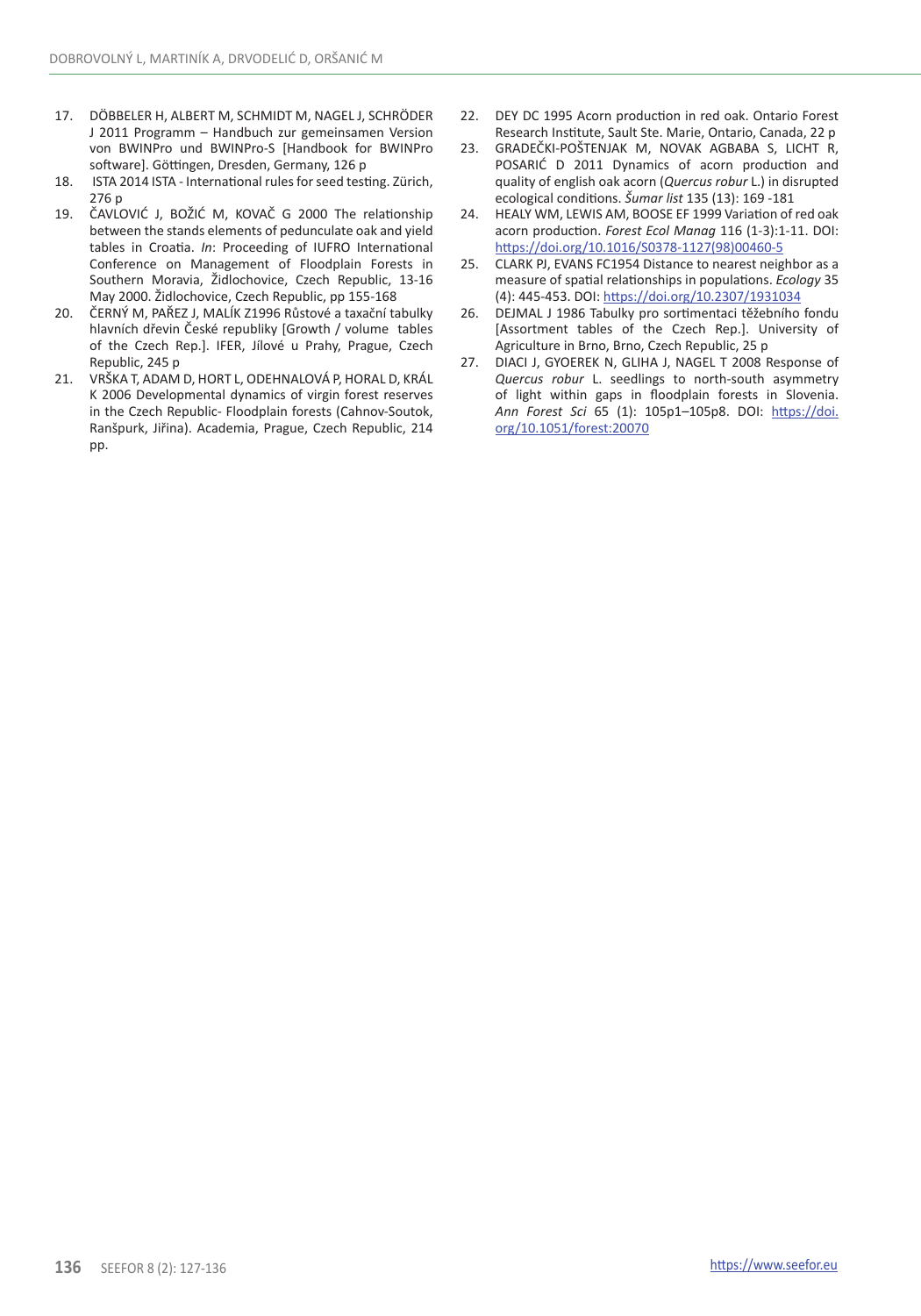17. DÖBBELER H, ALBERT M, SCHMIDT M, NAGEL J, SCHRÖDER J 2011 Programm – Handbuch zur gemeinsamen Version von BWINPro und BWINPro-S [Handbook for BWINPro software]. Göttingen, Dresden, Germany, 126 p
18. ISTA 2014 ISTA - International rules for seed testing. Zürich, 276 p
19. ČAVLOVIĆ J, BOŽIĆ M, KOVAČ G 2000 The relationship between the stands elements of pedunculate oak and yield tables in Croatia. *In*: Proceeding of IUFRO International Conference on Management of Floodplain Forests in Southern Moravia, Židlochovice, Czech Republic, 13-16 May 2000. Židlochovice, Czech Republic, pp 155-168
20. ČERNÝ M, PAŘEZ J, MALÍK Z1996 Růstové a taxační tabulky hlavních dřevin České republiky [Growth / volume tables of the Czech Rep.]. IFER, Jílové u Prahy, Prague, Czech Republic, 245 p
21. VRŠKA T, ADAM D, HORT L, ODEHNALOVÁ P, HORAL D, KRÁL K 2006 Developmental dynamics of virgin forest reserves in the Czech Republic- Floodplain forests (Cahnov-Soutok, Ranšpurk, Jiřina). Academia, Prague, Czech Republic, 214 pp.
22. DEY DC 1995 Acorn production in red oak. Ontario Forest Research Institute, Sault Ste. Marie, Ontario, Canada, 22 p
23. GRADEČKI-POŠTENJAK M, NOVAK AGBABA S, LICHT R, POSARIĆ D 2011 Dynamics of acorn production and quality of english oak acorn (*Quercus robur* L.) in disrupted ecological conditions. *Šumar list* 135 (13): 169 -181
24. HEALY WM, LEWIS AM, BOOSE EF 1999 Variation of red oak acorn production. *Forest Ecol Manag* 116 (1-3):1-11. DOI: https://doi.org/10.1016/S0378-1127(98)00460-5
25. CLARK PJ, EVANS FC1954 Distance to nearest neighbor as a measure of spatial relationships in populations. *Ecology* 35 (4): 445-453. DOI: https://doi.org/10.2307/1931034
26. DEJMAL J 1986 Tabulky pro sortimentaci těžebního fondu [Assortment tables of the Czech Rep.]. University of Agriculture in Brno, Brno, Czech Republic, 25 p
27. DIACI J, GYOEREK N, GLIHA J, NAGEL T 2008 Response of *Quercus robur* L. seedlings to north-south asymmetry of light within gaps in floodplain forests in Slovenia. *Ann Forest Sci* 65 (1): 105p1–105p8. DOI: https://doi.org/10.1051/forest:20070